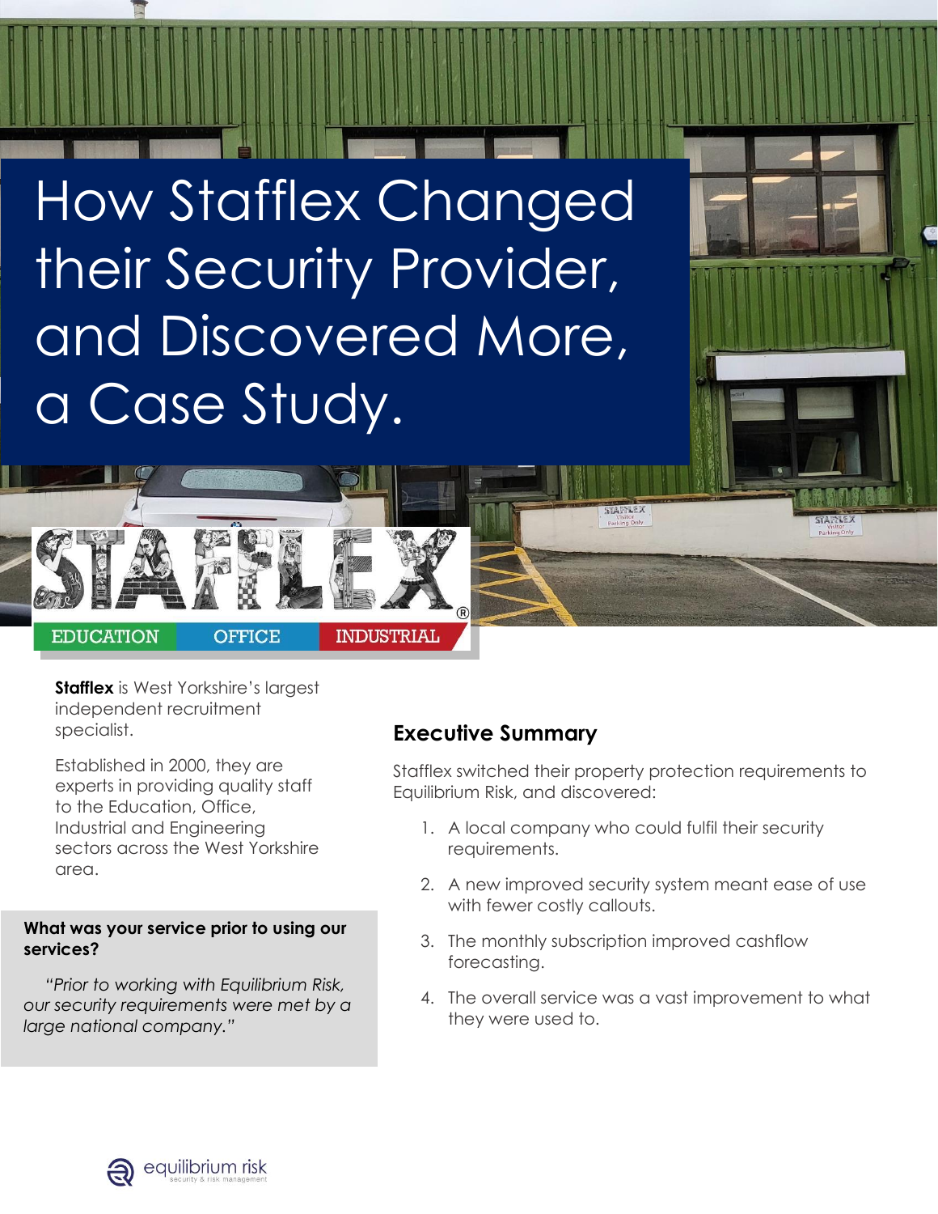# How Stafflex Changed their Security Provider, and Discovered More, a Case Study.

EDUCATION OFFICE INDUSTRIAL

**Stafflex** is West Yorkshire's largest independent recruitment specialist.

Established in 2000, they are experts in providing quality staff to the Education, Office, Industrial and Engineering sectors across the West Yorkshire area.

**What was your service prior to using our services?**

*"Prior to working with Equilibrium Risk, our security requirements were met by a large national company."*

## Executive Summary

Stafflex switched their property protection requirements to Equilibrium Risk, and discovered:

1. A local company who could fulfil their security requirements.
2. A new improved security system meant ease of use with fewer costly callouts.
3. The monthly subscription improved cashflow forecasting.
4. The overall service was a vast improvement to what they were used to.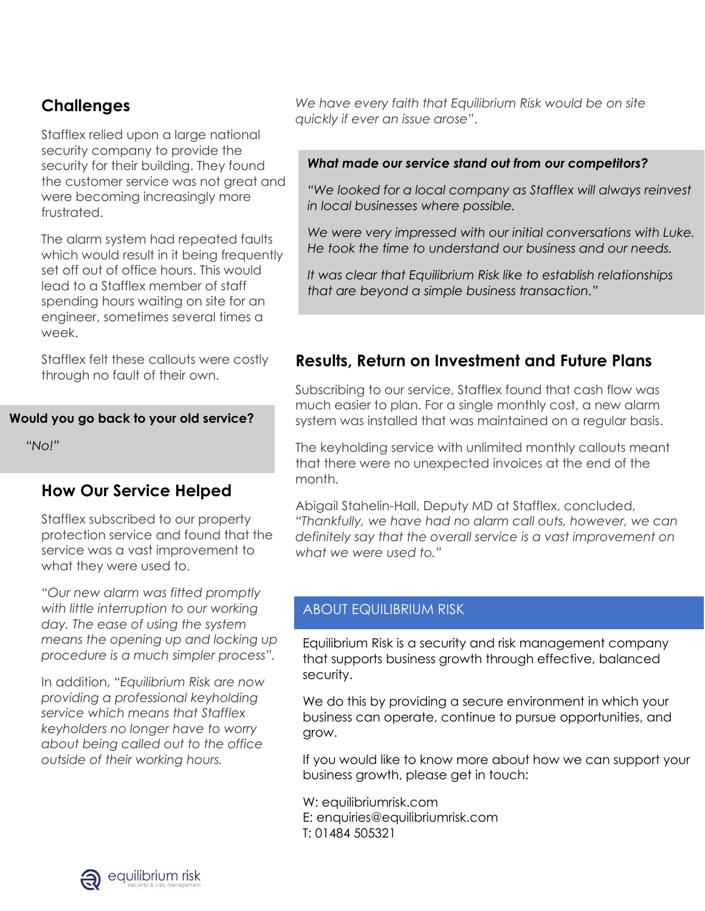## Challenges

Stafflex relied upon a large national security company to provide the security for their building. They found the customer service was not great and were becoming increasingly more frustrated.

The alarm system had repeated faults which would result in it being frequently set off out of office hours. This would lead to a Stafflex member of staff spending hours waiting on site for an engineer, sometimes several times a week.

Stafflex felt these callouts were costly through no fault of their own.

**Would you go back to your old service?**

*"No!"*

## How Our Service Helped

Stafflex subscribed to our property protection service and found that the service was a vast improvement to what they were used to.

"*Our new alarm was fitted promptly with little interruption to our working day. The ease of using the system means the opening up and locking up procedure is a much simpler process*".

In addition, "*Equilibrium Risk are now providing a professional keyholding service which means that Stafflex keyholders no longer have to worry about being called out to the office outside of their working hours.*

*We have every faith that Equilibrium Risk would be on site quickly if ever an issue arose*".

***What made our service stand out from our competitors?***

*"We looked for a local company as Stafflex will always reinvest in local businesses where possible.*

*We were very impressed with our initial conversations with Luke. He took the time to understand our business and our needs.*

*It was clear that Equilibrium Risk like to establish relationships that are beyond a simple business transaction."*

## Results, Return on Investment and Future Plans

Subscribing to our service, Stafflex found that cash flow was much easier to plan. For a single monthly cost, a new alarm system was installed that was maintained on a regular basis.

The keyholding service with unlimited monthly callouts meant that there were no unexpected invoices at the end of the month.

Abigail Stahelin-Hall, Deputy MD at Stafflex, concluded, *"Thankfully, we have had no alarm call outs, however, we can definitely say that the overall service is a vast improvement on what we were used to."*

## ABOUT EQUILIBRIUM RISK

Equilibrium Risk is a security and risk management company that supports business growth through effective, balanced security.

We do this by providing a secure environment in which your business can operate, continue to pursue opportunities, and grow.

If you would like to know more about how we can support your business growth, please get in touch:

W: equilibriumrisk.com
E: enquiries@equilibriumrisk.com
T: 01484 505321

equilibrium risk
security & risk management